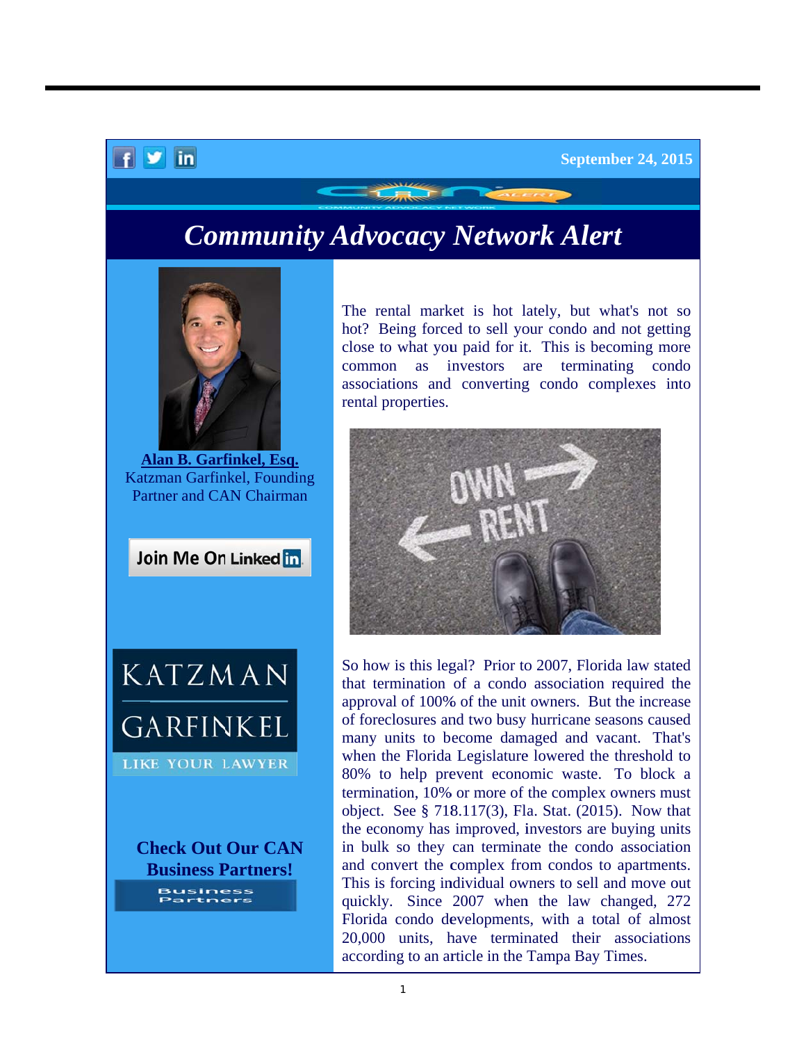September 24, 2015

# *Community Advocacy Network Alert*

**Alan B. Garfinkel, Esq.**
Katzman Garfinkel, Founding Partner and CAN Chairman

Join Me On LinkedIn

KATZMAN GARFINKEL
LIKE YOUR LAWYER

**Check Out Our CAN Business Partners!**

Business Partners

The rental market is hot lately, but what's not so hot? Being forced to sell your condo and not getting close to what you paid for it. This is becoming more common as investors are terminating condo associations and converting condo complexes into rental properties.

So how is this legal? Prior to 2007, Florida law stated that termination of a condo association required the approval of 100% of the unit owners. But the increase of foreclosures and two busy hurricane seasons caused many units to become damaged and vacant. That's when the Florida Legislature lowered the threshold to 80% to help prevent economic waste. To block a termination, 10% or more of the complex owners must object. See § 718.117(3), Fla. Stat. (2015). Now that the economy has improved, investors are buying units in bulk so they can terminate the condo association and convert the complex from condos to apartments. This is forcing individual owners to sell and move out quickly. Since 2007 when the law changed, 272 Florida condo developments, with a total of almost 20,000 units, have terminated their associations according to an article in the Tampa Bay Times.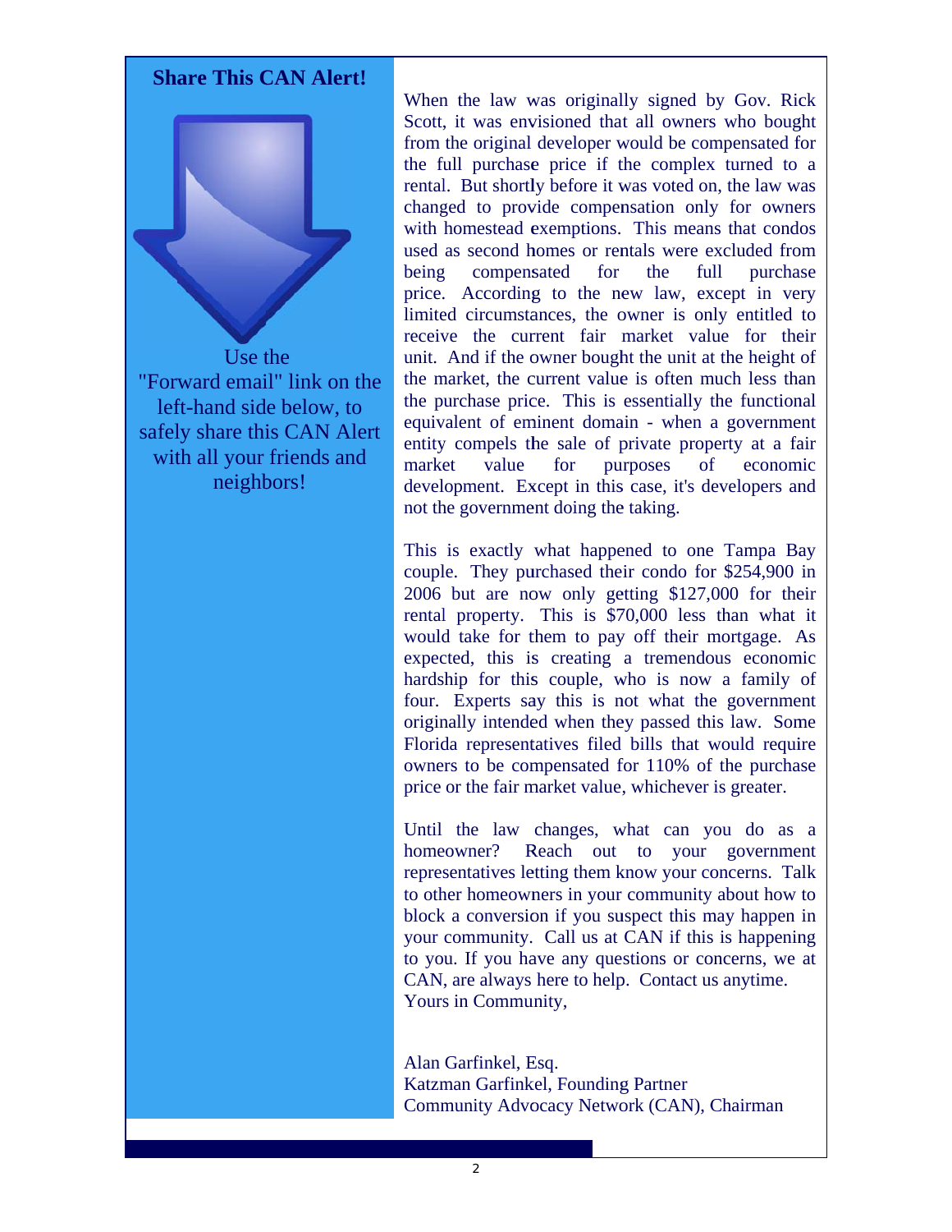## Share This CAN Alert!

Use the "Forward email" link on the left-hand side below, to safely share this CAN Alert with all your friends and neighbors!

When the law was originally signed by Gov. Rick Scott, it was envisioned that all owners who bought from the original developer would be compensated for the full purchase price if the complex turned to a rental. But shortly before it was voted on, the law was changed to provide compensation only for owners with homestead exemptions. This means that condos used as second homes or rentals were excluded from being compensated for the full purchase price. According to the new law, except in very limited circumstances, the owner is only entitled to receive the current fair market value for their unit. And if the owner bought the unit at the height of the market, the current value is often much less than the purchase price. This is essentially the functional equivalent of eminent domain - when a government entity compels the sale of private property at a fair market value for purposes of economic development. Except in this case, it's developers and not the government doing the taking.

This is exactly what happened to one Tampa Bay couple. They purchased their condo for $254,900 in 2006 but are now only getting $127,000 for their rental property. This is $70,000 less than what it would take for them to pay off their mortgage. As expected, this is creating a tremendous economic hardship for this couple, who is now a family of four. Experts say this is not what the government originally intended when they passed this law. Some Florida representatives filed bills that would require owners to be compensated for 110% of the purchase price or the fair market value, whichever is greater.

Until the law changes, what can you do as a homeowner? Reach out to your government representatives letting them know your concerns. Talk to other homeowners in your community about how to block a conversion if you suspect this may happen in your community. Call us at CAN if this is happening to you. If you have any questions or concerns, we at CAN, are always here to help. Contact us anytime.

Yours in Community,

Alan Garfinkel, Esq.
Katzman Garfinkel, Founding Partner
Community Advocacy Network (CAN), Chairman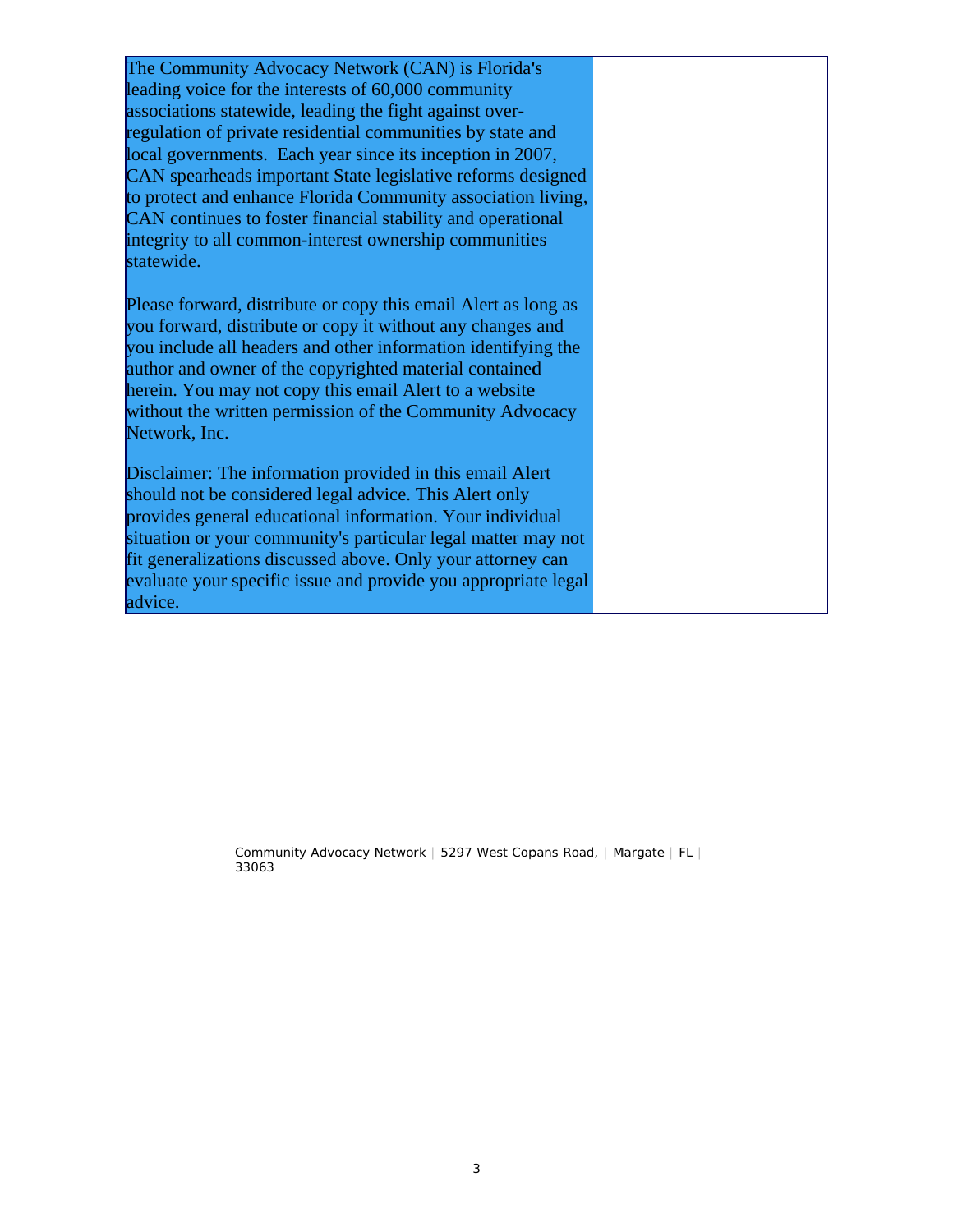The Community Advocacy Network (CAN) is Florida's leading voice for the interests of 60,000 community associations statewide, leading the fight against over-regulation of private residential communities by state and local governments. Each year since its inception in 2007, CAN spearheads important State legislative reforms designed to protect and enhance Florida Community association living, CAN continues to foster financial stability and operational integrity to all common-interest ownership communities statewide.

Please forward, distribute or copy this email Alert as long as you forward, distribute or copy it without any changes and you include all headers and other information identifying the author and owner of the copyrighted material contained herein. You may not copy this email Alert to a website without the written permission of the Community Advocacy Network, Inc.

Disclaimer: The information provided in this email Alert should not be considered legal advice. This Alert only provides general educational information. Your individual situation or your community's particular legal matter may not fit generalizations discussed above. Only your attorney can evaluate your specific issue and provide you appropriate legal advice.

Community Advocacy Network | 5297 West Copans Road, | Margate | FL | 33063